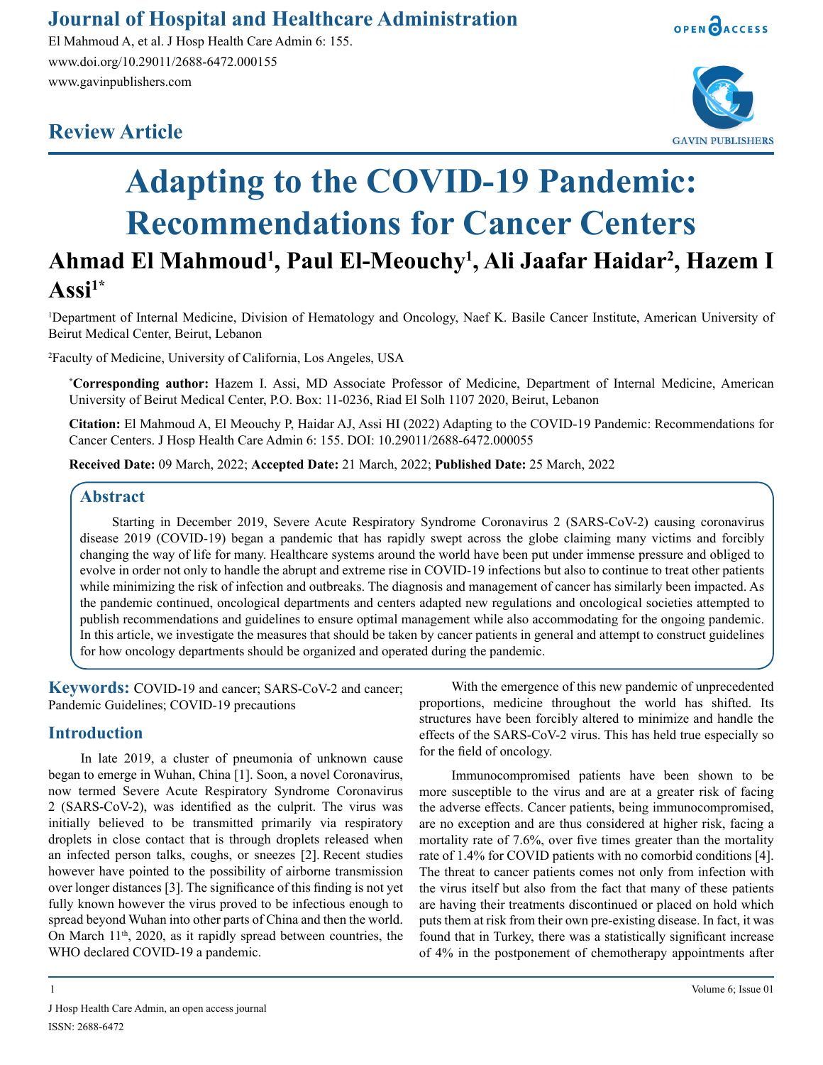# Adapting to the COVID-19 Pandemic: Recommendations for Cancer Centers

**Ahmad El Mahmoud[1], Paul El-Meouchy[1], Ali Jaafar Haidar[2], Hazem I Assi[1*]**

[1]Department of Internal Medicine, Division of Hematology and Oncology, Naef K. Basile Cancer Institute, American University of Beirut Medical Center, Beirut, Lebanon

[2]Faculty of Medicine, University of California, Los Angeles, USA

[*]**Corresponding author:** Hazem I. Assi, MD Associate Professor of Medicine, Department of Internal Medicine, American University of Beirut Medical Center, P.O. Box: 11-0236, Riad El Solh 1107 2020, Beirut, Lebanon

**Citation:** El Mahmoud A, El Meouchy P, Haidar AJ, Assi HI (2022) Adapting to the COVID-19 Pandemic: Recommendations for Cancer Centers. J Hosp Health Care Admin 6: 155. DOI: 10.29011/2688-6472.000055

**Received Date:** 09 March, 2022; **Accepted Date:** 21 March, 2022; **Published Date:** 25 March, 2022

## Abstract

Starting in December 2019, Severe Acute Respiratory Syndrome Coronavirus 2 (SARS-CoV-2) causing coronavirus disease 2019 (COVID-19) began a pandemic that has rapidly swept across the globe claiming many victims and forcibly changing the way of life for many. Healthcare systems around the world have been put under immense pressure and obliged to evolve in order not only to handle the abrupt and extreme rise in COVID-19 infections but also to continue to treat other patients while minimizing the risk of infection and outbreaks. The diagnosis and management of cancer has similarly been impacted. As the pandemic continued, oncological departments and centers adapted new regulations and oncological societies attempted to publish recommendations and guidelines to ensure optimal management while also accommodating for the ongoing pandemic. In this article, we investigate the measures that should be taken by cancer patients in general and attempt to construct guidelines for how oncology departments should be organized and operated during the pandemic.

**Keywords:** COVID-19 and cancer; SARS-CoV-2 and cancer; Pandemic Guidelines; COVID-19 precautions

## Introduction

In late 2019, a cluster of pneumonia of unknown cause began to emerge in Wuhan, China [1]. Soon, a novel Coronavirus, now termed Severe Acute Respiratory Syndrome Coronavirus 2 (SARS-CoV-2), was identified as the culprit. The virus was initially believed to be transmitted primarily via respiratory droplets in close contact that is through droplets released when an infected person talks, coughs, or sneezes [2]. Recent studies however have pointed to the possibility of airborne transmission over longer distances [3]. The significance of this finding is not yet fully known however the virus proved to be infectious enough to spread beyond Wuhan into other parts of China and then the world. On March 11th, 2020, as it rapidly spread between countries, the WHO declared COVID-19 a pandemic.

With the emergence of this new pandemic of unprecedented proportions, medicine throughout the world has shifted. Its structures have been forcibly altered to minimize and handle the effects of the SARS-CoV-2 virus. This has held true especially so for the field of oncology.

Immunocompromised patients have been shown to be more susceptible to the virus and are at a greater risk of facing the adverse effects. Cancer patients, being immunocompromised, are no exception and are thus considered at higher risk, facing a mortality rate of 7.6%, over five times greater than the mortality rate of 1.4% for COVID patients with no comorbid conditions [4]. The threat to cancer patients comes not only from infection with the virus itself but also from the fact that many of these patients are having their treatments discontinued or placed on hold which puts them at risk from their own pre-existing disease. In fact, it was found that in Turkey, there was a statistically significant increase of 4% in the postponement of chemotherapy appointments after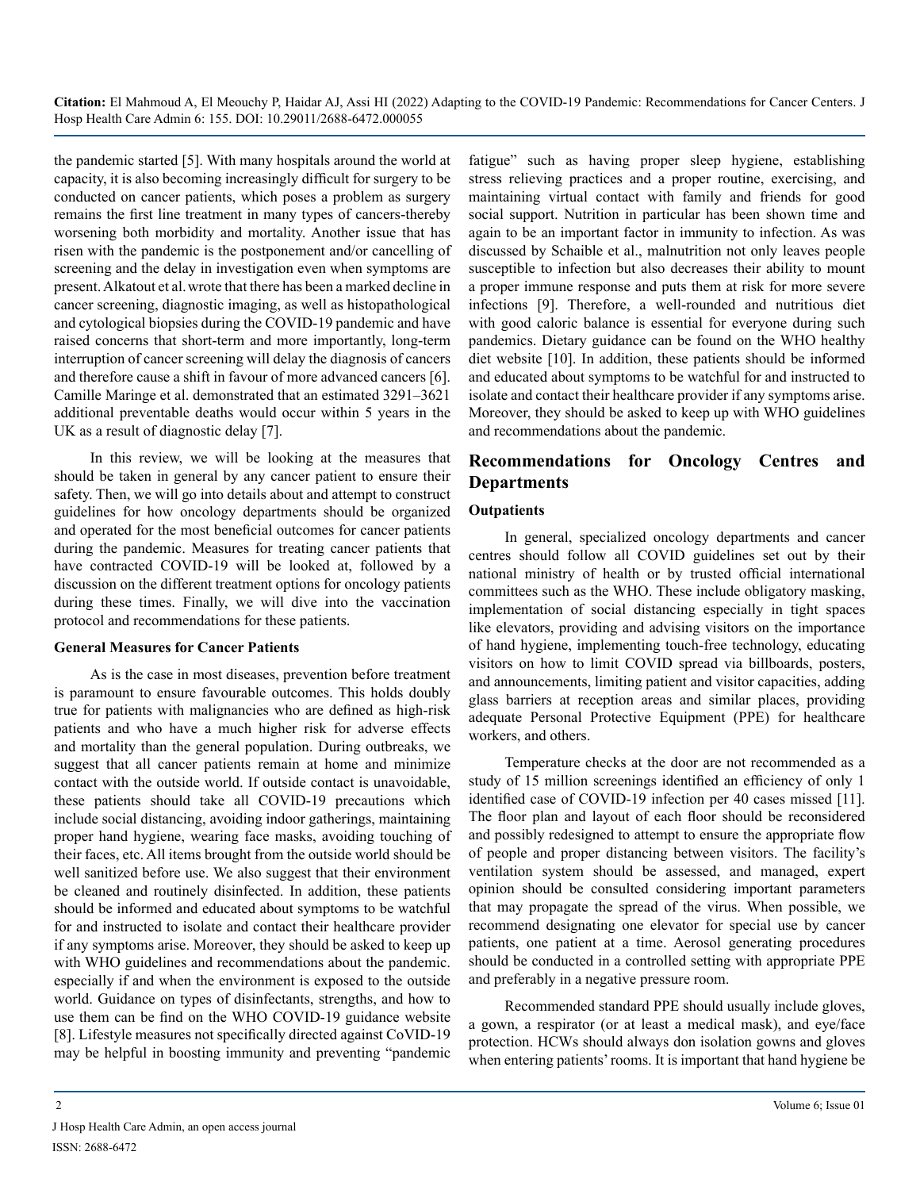the pandemic started [5]. With many hospitals around the world at capacity, it is also becoming increasingly difficult for surgery to be conducted on cancer patients, which poses a problem as surgery remains the first line treatment in many types of cancers-thereby worsening both morbidity and mortality. Another issue that has risen with the pandemic is the postponement and/or cancelling of screening and the delay in investigation even when symptoms are present. Alkatout et al. wrote that there has been a marked decline in cancer screening, diagnostic imaging, as well as histopathological and cytological biopsies during the COVID-19 pandemic and have raised concerns that short-term and more importantly, long-term interruption of cancer screening will delay the diagnosis of cancers and therefore cause a shift in favour of more advanced cancers [6]. Camille Maringe et al. demonstrated that an estimated 3291–3621 additional preventable deaths would occur within 5 years in the UK as a result of diagnostic delay [7].

In this review, we will be looking at the measures that should be taken in general by any cancer patient to ensure their safety. Then, we will go into details about and attempt to construct guidelines for how oncology departments should be organized and operated for the most beneficial outcomes for cancer patients during the pandemic. Measures for treating cancer patients that have contracted COVID-19 will be looked at, followed by a discussion on the different treatment options for oncology patients during these times. Finally, we will dive into the vaccination protocol and recommendations for these patients.

### General Measures for Cancer Patients

As is the case in most diseases, prevention before treatment is paramount to ensure favourable outcomes. This holds doubly true for patients with malignancies who are defined as high-risk patients and who have a much higher risk for adverse effects and mortality than the general population. During outbreaks, we suggest that all cancer patients remain at home and minimize contact with the outside world. If outside contact is unavoidable, these patients should take all COVID-19 precautions which include social distancing, avoiding indoor gatherings, maintaining proper hand hygiene, wearing face masks, avoiding touching of their faces, etc. All items brought from the outside world should be well sanitized before use. We also suggest that their environment be cleaned and routinely disinfected. In addition, these patients should be informed and educated about symptoms to be watchful for and instructed to isolate and contact their healthcare provider if any symptoms arise. Moreover, they should be asked to keep up with WHO guidelines and recommendations about the pandemic. especially if and when the environment is exposed to the outside world. Guidance on types of disinfectants, strengths, and how to use them can be find on the WHO COVID-19 guidance website [8]. Lifestyle measures not specifically directed against CoVID-19 may be helpful in boosting immunity and preventing "pandemic fatigue" such as having proper sleep hygiene, establishing stress relieving practices and a proper routine, exercising, and maintaining virtual contact with family and friends for good social support. Nutrition in particular has been shown time and again to be an important factor in immunity to infection. As was discussed by Schaible et al., malnutrition not only leaves people susceptible to infection but also decreases their ability to mount a proper immune response and puts them at risk for more severe infections [9]. Therefore, a well-rounded and nutritious diet with good caloric balance is essential for everyone during such pandemics. Dietary guidance can be found on the WHO healthy diet website [10]. In addition, these patients should be informed and educated about symptoms to be watchful for and instructed to isolate and contact their healthcare provider if any symptoms arise. Moreover, they should be asked to keep up with WHO guidelines and recommendations about the pandemic.

## Recommendations for Oncology Centres and Departments

### Outpatients

In general, specialized oncology departments and cancer centres should follow all COVID guidelines set out by their national ministry of health or by trusted official international committees such as the WHO. These include obligatory masking, implementation of social distancing especially in tight spaces like elevators, providing and advising visitors on the importance of hand hygiene, implementing touch-free technology, educating visitors on how to limit COVID spread via billboards, posters, and announcements, limiting patient and visitor capacities, adding glass barriers at reception areas and similar places, providing adequate Personal Protective Equipment (PPE) for healthcare workers, and others.

Temperature checks at the door are not recommended as a study of 15 million screenings identified an efficiency of only 1 identified case of COVID-19 infection per 40 cases missed [11]. The floor plan and layout of each floor should be reconsidered and possibly redesigned to attempt to ensure the appropriate flow of people and proper distancing between visitors. The facility's ventilation system should be assessed, and managed, expert opinion should be consulted considering important parameters that may propagate the spread of the virus. When possible, we recommend designating one elevator for special use by cancer patients, one patient at a time. Aerosol generating procedures should be conducted in a controlled setting with appropriate PPE and preferably in a negative pressure room.

Recommended standard PPE should usually include gloves, a gown, a respirator (or at least a medical mask), and eye/face protection. HCWs should always don isolation gowns and gloves when entering patients' rooms. It is important that hand hygiene be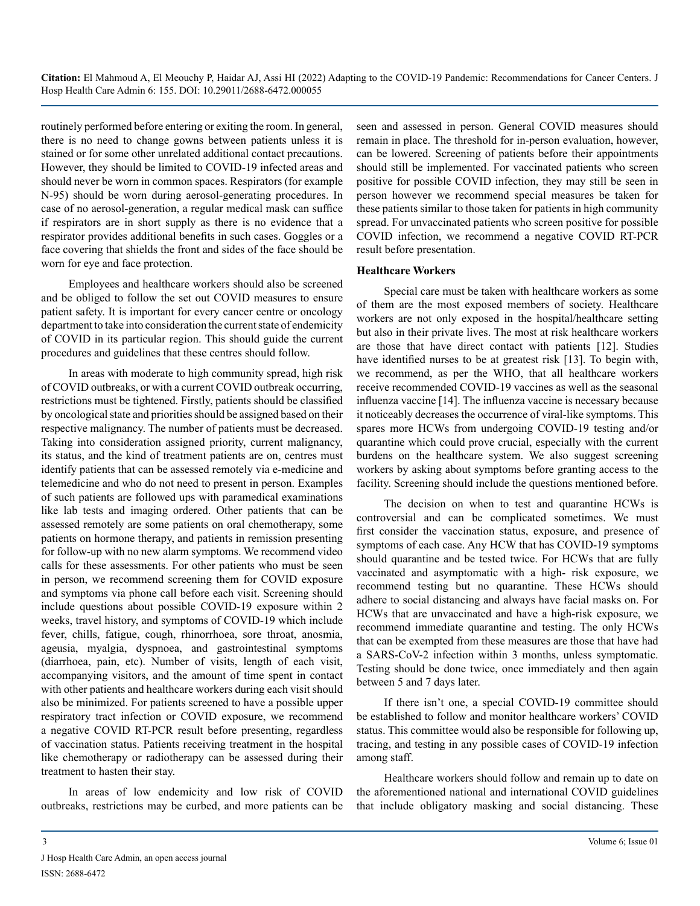routinely performed before entering or exiting the room. In general, there is no need to change gowns between patients unless it is stained or for some other unrelated additional contact precautions. However, they should be limited to COVID-19 infected areas and should never be worn in common spaces. Respirators (for example N-95) should be worn during aerosol-generating procedures. In case of no aerosol-generation, a regular medical mask can suffice if respirators are in short supply as there is no evidence that a respirator provides additional benefits in such cases. Goggles or a face covering that shields the front and sides of the face should be worn for eye and face protection.

Employees and healthcare workers should also be screened and be obliged to follow the set out COVID measures to ensure patient safety. It is important for every cancer centre or oncology department to take into consideration the current state of endemicity of COVID in its particular region. This should guide the current procedures and guidelines that these centres should follow.

In areas with moderate to high community spread, high risk of COVID outbreaks, or with a current COVID outbreak occurring, restrictions must be tightened. Firstly, patients should be classified by oncological state and priorities should be assigned based on their respective malignancy. The number of patients must be decreased. Taking into consideration assigned priority, current malignancy, its status, and the kind of treatment patients are on, centres must identify patients that can be assessed remotely via e-medicine and telemedicine and who do not need to present in person. Examples of such patients are followed ups with paramedical examinations like lab tests and imaging ordered. Other patients that can be assessed remotely are some patients on oral chemotherapy, some patients on hormone therapy, and patients in remission presenting for follow-up with no new alarm symptoms. We recommend video calls for these assessments. For other patients who must be seen in person, we recommend screening them for COVID exposure and symptoms via phone call before each visit. Screening should include questions about possible COVID-19 exposure within 2 weeks, travel history, and symptoms of COVID-19 which include fever, chills, fatigue, cough, rhinorrhoea, sore throat, anosmia, ageusia, myalgia, dyspnoea, and gastrointestinal symptoms (diarrhoea, pain, etc). Number of visits, length of each visit, accompanying visitors, and the amount of time spent in contact with other patients and healthcare workers during each visit should also be minimized. For patients screened to have a possible upper respiratory tract infection or COVID exposure, we recommend a negative COVID RT-PCR result before presenting, regardless of vaccination status. Patients receiving treatment in the hospital like chemotherapy or radiotherapy can be assessed during their treatment to hasten their stay.

In areas of low endemicity and low risk of COVID outbreaks, restrictions may be curbed, and more patients can be seen and assessed in person. General COVID measures should remain in place. The threshold for in-person evaluation, however, can be lowered. Screening of patients before their appointments should still be implemented. For vaccinated patients who screen positive for possible COVID infection, they may still be seen in person however we recommend special measures be taken for these patients similar to those taken for patients in high community spread. For unvaccinated patients who screen positive for possible COVID infection, we recommend a negative COVID RT-PCR result before presentation.

**Healthcare Workers**

Special care must be taken with healthcare workers as some of them are the most exposed members of society. Healthcare workers are not only exposed in the hospital/healthcare setting but also in their private lives. The most at risk healthcare workers are those that have direct contact with patients [12]. Studies have identified nurses to be at greatest risk [13]. To begin with, we recommend, as per the WHO, that all healthcare workers receive recommended COVID-19 vaccines as well as the seasonal influenza vaccine [14]. The influenza vaccine is necessary because it noticeably decreases the occurrence of viral-like symptoms. This spares more HCWs from undergoing COVID-19 testing and/or quarantine which could prove crucial, especially with the current burdens on the healthcare system. We also suggest screening workers by asking about symptoms before granting access to the facility. Screening should include the questions mentioned before.

The decision on when to test and quarantine HCWs is controversial and can be complicated sometimes. We must first consider the vaccination status, exposure, and presence of symptoms of each case. Any HCW that has COVID-19 symptoms should quarantine and be tested twice. For HCWs that are fully vaccinated and asymptomatic with a high- risk exposure, we recommend testing but no quarantine. These HCWs should adhere to social distancing and always have facial masks on. For HCWs that are unvaccinated and have a high-risk exposure, we recommend immediate quarantine and testing. The only HCWs that can be exempted from these measures are those that have had a SARS-CoV-2 infection within 3 months, unless symptomatic. Testing should be done twice, once immediately and then again between 5 and 7 days later.

If there isn't one, a special COVID-19 committee should be established to follow and monitor healthcare workers' COVID status. This committee would also be responsible for following up, tracing, and testing in any possible cases of COVID-19 infection among staff.

Healthcare workers should follow and remain up to date on the aforementioned national and international COVID guidelines that include obligatory masking and social distancing. These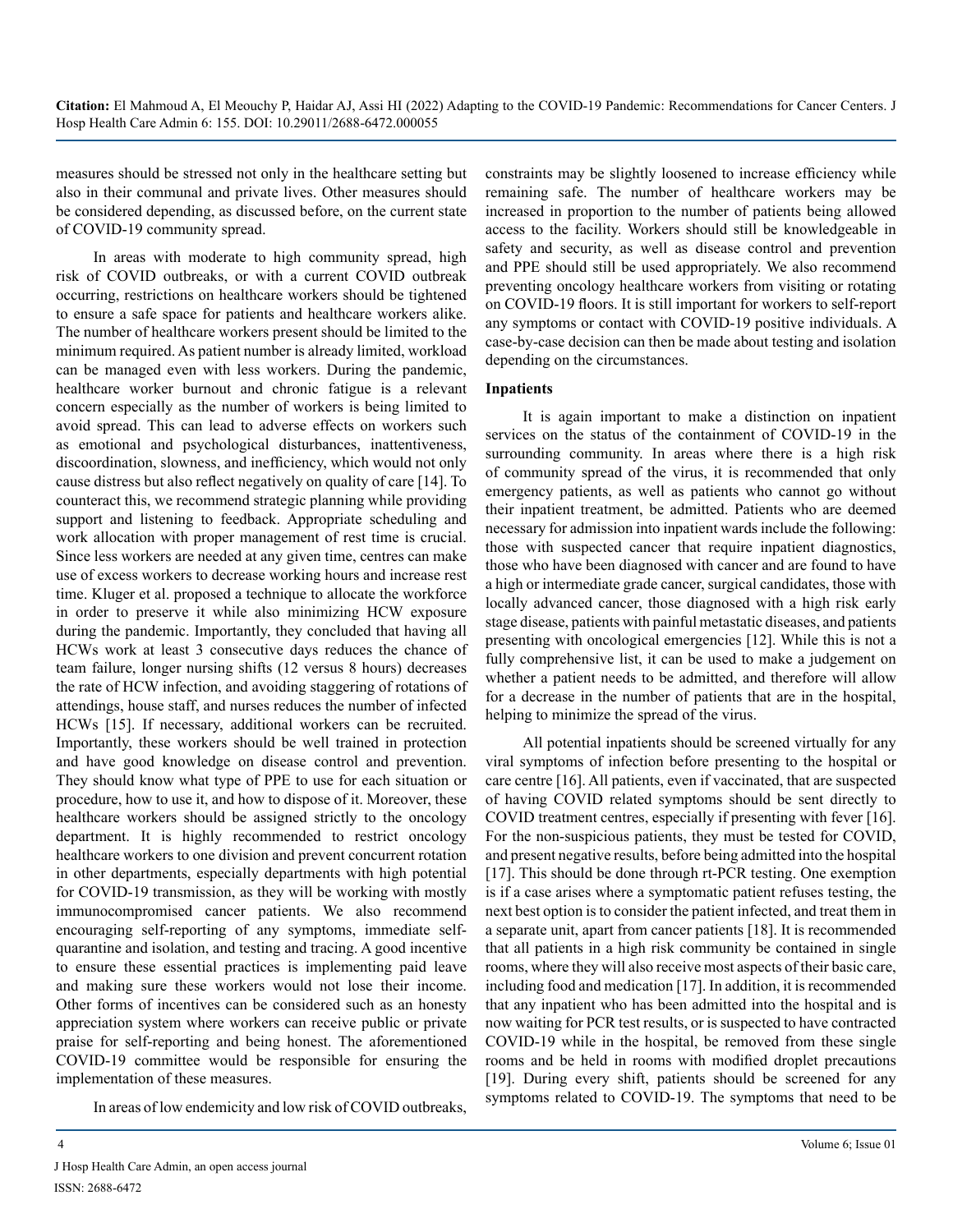measures should be stressed not only in the healthcare setting but also in their communal and private lives. Other measures should be considered depending, as discussed before, on the current state of COVID-19 community spread.

In areas with moderate to high community spread, high risk of COVID outbreaks, or with a current COVID outbreak occurring, restrictions on healthcare workers should be tightened to ensure a safe space for patients and healthcare workers alike. The number of healthcare workers present should be limited to the minimum required. As patient number is already limited, workload can be managed even with less workers. During the pandemic, healthcare worker burnout and chronic fatigue is a relevant concern especially as the number of workers is being limited to avoid spread. This can lead to adverse effects on workers such as emotional and psychological disturbances, inattentiveness, discoordination, slowness, and inefficiency, which would not only cause distress but also reflect negatively on quality of care [14]. To counteract this, we recommend strategic planning while providing support and listening to feedback. Appropriate scheduling and work allocation with proper management of rest time is crucial. Since less workers are needed at any given time, centres can make use of excess workers to decrease working hours and increase rest time. Kluger et al. proposed a technique to allocate the workforce in order to preserve it while also minimizing HCW exposure during the pandemic. Importantly, they concluded that having all HCWs work at least 3 consecutive days reduces the chance of team failure, longer nursing shifts (12 versus 8 hours) decreases the rate of HCW infection, and avoiding staggering of rotations of attendings, house staff, and nurses reduces the number of infected HCWs [15]. If necessary, additional workers can be recruited. Importantly, these workers should be well trained in protection and have good knowledge on disease control and prevention. They should know what type of PPE to use for each situation or procedure, how to use it, and how to dispose of it. Moreover, these healthcare workers should be assigned strictly to the oncology department. It is highly recommended to restrict oncology healthcare workers to one division and prevent concurrent rotation in other departments, especially departments with high potential for COVID-19 transmission, as they will be working with mostly immunocompromised cancer patients. We also recommend encouraging self-reporting of any symptoms, immediate self-quarantine and isolation, and testing and tracing. A good incentive to ensure these essential practices is implementing paid leave and making sure these workers would not lose their income. Other forms of incentives can be considered such as an honesty appreciation system where workers can receive public or private praise for self-reporting and being honest. The aforementioned COVID-19 committee would be responsible for ensuring the implementation of these measures.

In areas of low endemicity and low risk of COVID outbreaks, constraints may be slightly loosened to increase efficiency while remaining safe. The number of healthcare workers may be increased in proportion to the number of patients being allowed access to the facility. Workers should still be knowledgeable in safety and security, as well as disease control and prevention and PPE should still be used appropriately. We also recommend preventing oncology healthcare workers from visiting or rotating on COVID-19 floors. It is still important for workers to self-report any symptoms or contact with COVID-19 positive individuals. A case-by-case decision can then be made about testing and isolation depending on the circumstances.

**Inpatients**

It is again important to make a distinction on inpatient services on the status of the containment of COVID-19 in the surrounding community. In areas where there is a high risk of community spread of the virus, it is recommended that only emergency patients, as well as patients who cannot go without their inpatient treatment, be admitted. Patients who are deemed necessary for admission into inpatient wards include the following: those with suspected cancer that require inpatient diagnostics, those who have been diagnosed with cancer and are found to have a high or intermediate grade cancer, surgical candidates, those with locally advanced cancer, those diagnosed with a high risk early stage disease, patients with painful metastatic diseases, and patients presenting with oncological emergencies [12]. While this is not a fully comprehensive list, it can be used to make a judgement on whether a patient needs to be admitted, and therefore will allow for a decrease in the number of patients that are in the hospital, helping to minimize the spread of the virus.

All potential inpatients should be screened virtually for any viral symptoms of infection before presenting to the hospital or care centre [16]. All patients, even if vaccinated, that are suspected of having COVID related symptoms should be sent directly to COVID treatment centres, especially if presenting with fever [16]. For the non-suspicious patients, they must be tested for COVID, and present negative results, before being admitted into the hospital [17]. This should be done through rt-PCR testing. One exemption is if a case arises where a symptomatic patient refuses testing, the next best option is to consider the patient infected, and treat them in a separate unit, apart from cancer patients [18]. It is recommended that all patients in a high risk community be contained in single rooms, where they will also receive most aspects of their basic care, including food and medication [17]. In addition, it is recommended that any inpatient who has been admitted into the hospital and is now waiting for PCR test results, or is suspected to have contracted COVID-19 while in the hospital, be removed from these single rooms and be held in rooms with modified droplet precautions [19]. During every shift, patients should be screened for any symptoms related to COVID-19. The symptoms that need to be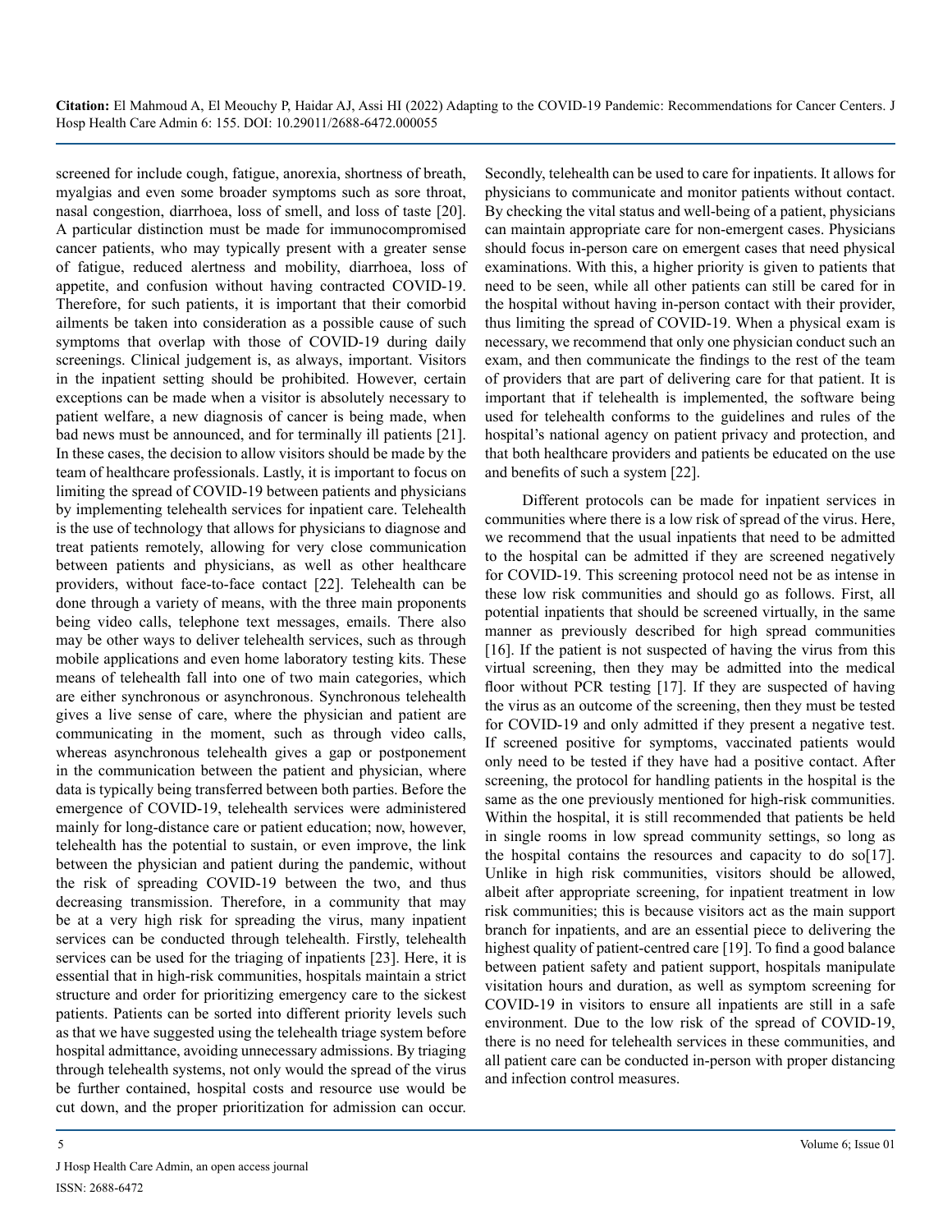screened for include cough, fatigue, anorexia, shortness of breath, myalgias and even some broader symptoms such as sore throat, nasal congestion, diarrhoea, loss of smell, and loss of taste [20]. A particular distinction must be made for immunocompromised cancer patients, who may typically present with a greater sense of fatigue, reduced alertness and mobility, diarrhoea, loss of appetite, and confusion without having contracted COVID-19. Therefore, for such patients, it is important that their comorbid ailments be taken into consideration as a possible cause of such symptoms that overlap with those of COVID-19 during daily screenings. Clinical judgement is, as always, important. Visitors in the inpatient setting should be prohibited. However, certain exceptions can be made when a visitor is absolutely necessary to patient welfare, a new diagnosis of cancer is being made, when bad news must be announced, and for terminally ill patients [21]. In these cases, the decision to allow visitors should be made by the team of healthcare professionals. Lastly, it is important to focus on limiting the spread of COVID-19 between patients and physicians by implementing telehealth services for inpatient care. Telehealth is the use of technology that allows for physicians to diagnose and treat patients remotely, allowing for very close communication between patients and physicians, as well as other healthcare providers, without face-to-face contact [22]. Telehealth can be done through a variety of means, with the three main proponents being video calls, telephone text messages, emails. There also may be other ways to deliver telehealth services, such as through mobile applications and even home laboratory testing kits. These means of telehealth fall into one of two main categories, which are either synchronous or asynchronous. Synchronous telehealth gives a live sense of care, where the physician and patient are communicating in the moment, such as through video calls, whereas asynchronous telehealth gives a gap or postponement in the communication between the patient and physician, where data is typically being transferred between both parties. Before the emergence of COVID-19, telehealth services were administered mainly for long-distance care or patient education; now, however, telehealth has the potential to sustain, or even improve, the link between the physician and patient during the pandemic, without the risk of spreading COVID-19 between the two, and thus decreasing transmission. Therefore, in a community that may be at a very high risk for spreading the virus, many inpatient services can be conducted through telehealth. Firstly, telehealth services can be used for the triaging of inpatients [23]. Here, it is essential that in high-risk communities, hospitals maintain a strict structure and order for prioritizing emergency care to the sickest patients. Patients can be sorted into different priority levels such as that we have suggested using the telehealth triage system before hospital admittance, avoiding unnecessary admissions. By triaging through telehealth systems, not only would the spread of the virus be further contained, hospital costs and resource use would be cut down, and the proper prioritization for admission can occur. Secondly, telehealth can be used to care for inpatients. It allows for physicians to communicate and monitor patients without contact. By checking the vital status and well-being of a patient, physicians can maintain appropriate care for non-emergent cases. Physicians should focus in-person care on emergent cases that need physical examinations. With this, a higher priority is given to patients that need to be seen, while all other patients can still be cared for in the hospital without having in-person contact with their provider, thus limiting the spread of COVID-19. When a physical exam is necessary, we recommend that only one physician conduct such an exam, and then communicate the findings to the rest of the team of providers that are part of delivering care for that patient. It is important that if telehealth is implemented, the software being used for telehealth conforms to the guidelines and rules of the hospital's national agency on patient privacy and protection, and that both healthcare providers and patients be educated on the use and benefits of such a system [22].

Different protocols can be made for inpatient services in communities where there is a low risk of spread of the virus. Here, we recommend that the usual inpatients that need to be admitted to the hospital can be admitted if they are screened negatively for COVID-19. This screening protocol need not be as intense in these low risk communities and should go as follows. First, all potential inpatients that should be screened virtually, in the same manner as previously described for high spread communities [16]. If the patient is not suspected of having the virus from this virtual screening, then they may be admitted into the medical floor without PCR testing [17]. If they are suspected of having the virus as an outcome of the screening, then they must be tested for COVID-19 and only admitted if they present a negative test. If screened positive for symptoms, vaccinated patients would only need to be tested if they have had a positive contact. After screening, the protocol for handling patients in the hospital is the same as the one previously mentioned for high-risk communities. Within the hospital, it is still recommended that patients be held in single rooms in low spread community settings, so long as the hospital contains the resources and capacity to do so[17]. Unlike in high risk communities, visitors should be allowed, albeit after appropriate screening, for inpatient treatment in low risk communities; this is because visitors act as the main support branch for inpatients, and are an essential piece to delivering the highest quality of patient-centred care [19]. To find a good balance between patient safety and patient support, hospitals manipulate visitation hours and duration, as well as symptom screening for COVID-19 in visitors to ensure all inpatients are still in a safe environment. Due to the low risk of the spread of COVID-19, there is no need for telehealth services in these communities, and all patient care can be conducted in-person with proper distancing and infection control measures.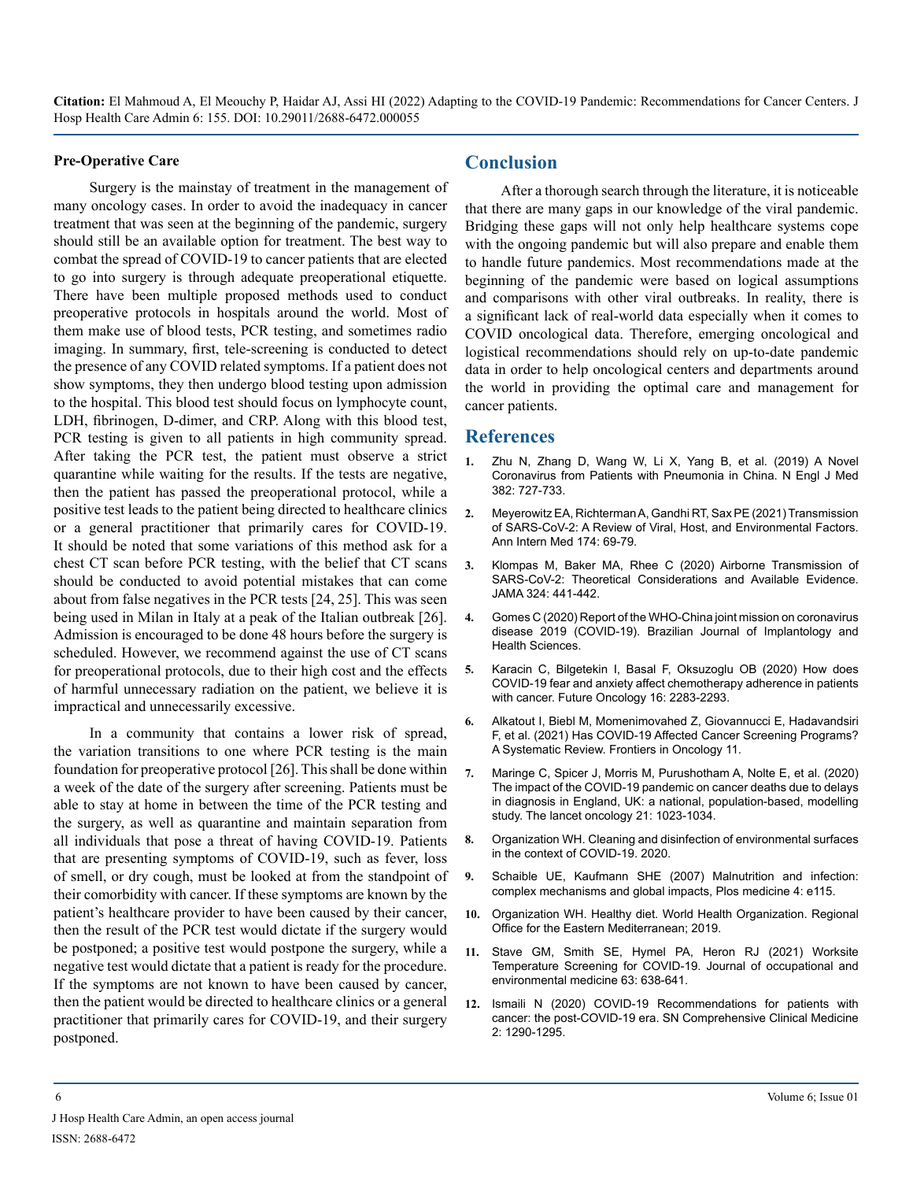### Pre-Operative Care

Surgery is the mainstay of treatment in the management of many oncology cases. In order to avoid the inadequacy in cancer treatment that was seen at the beginning of the pandemic, surgery should still be an available option for treatment. The best way to combat the spread of COVID-19 to cancer patients that are elected to go into surgery is through adequate preoperational etiquette. There have been multiple proposed methods used to conduct preoperative protocols in hospitals around the world. Most of them make use of blood tests, PCR testing, and sometimes radio imaging. In summary, first, tele-screening is conducted to detect the presence of any COVID related symptoms. If a patient does not show symptoms, they then undergo blood testing upon admission to the hospital. This blood test should focus on lymphocyte count, LDH, fibrinogen, D-dimer, and CRP. Along with this blood test, PCR testing is given to all patients in high community spread. After taking the PCR test, the patient must observe a strict quarantine while waiting for the results. If the tests are negative, then the patient has passed the preoperational protocol, while a positive test leads to the patient being directed to healthcare clinics or a general practitioner that primarily cares for COVID-19. It should be noted that some variations of this method ask for a chest CT scan before PCR testing, with the belief that CT scans should be conducted to avoid potential mistakes that can come about from false negatives in the PCR tests [24, 25]. This was seen being used in Milan in Italy at a peak of the Italian outbreak [26]. Admission is encouraged to be done 48 hours before the surgery is scheduled. However, we recommend against the use of CT scans for preoperational protocols, due to their high cost and the effects of harmful unnecessary radiation on the patient, we believe it is impractical and unnecessarily excessive.

In a community that contains a lower risk of spread, the variation transitions to one where PCR testing is the main foundation for preoperative protocol [26]. This shall be done within a week of the date of the surgery after screening. Patients must be able to stay at home in between the time of the PCR testing and the surgery, as well as quarantine and maintain separation from all individuals that pose a threat of having COVID-19. Patients that are presenting symptoms of COVID-19, such as fever, loss of smell, or dry cough, must be looked at from the standpoint of their comorbidity with cancer. If these symptoms are known by the patient's healthcare provider to have been caused by their cancer, then the result of the PCR test would dictate if the surgery would be postponed; a positive test would postpone the surgery, while a negative test would dictate that a patient is ready for the procedure. If the symptoms are not known to have been caused by cancer, then the patient would be directed to healthcare clinics or a general practitioner that primarily cares for COVID-19, and their surgery postponed.

## Conclusion

After a thorough search through the literature, it is noticeable that there are many gaps in our knowledge of the viral pandemic. Bridging these gaps will not only help healthcare systems cope with the ongoing pandemic but will also prepare and enable them to handle future pandemics. Most recommendations made at the beginning of the pandemic were based on logical assumptions and comparisons with other viral outbreaks. In reality, there is a significant lack of real-world data especially when it comes to COVID oncological data. Therefore, emerging oncological and logistical recommendations should rely on up-to-date pandemic data in order to help oncological centers and departments around the world in providing the optimal care and management for cancer patients.

## References

1. Zhu N, Zhang D, Wang W, Li X, Yang B, et al. (2019) A Novel Coronavirus from Patients with Pneumonia in China. N Engl J Med 382: 727-733.
2. Meyerowitz EA, Richterman A, Gandhi RT, Sax PE (2021) Transmission of SARS-CoV-2: A Review of Viral, Host, and Environmental Factors. Ann Intern Med 174: 69-79.
3. Klompas M, Baker MA, Rhee C (2020) Airborne Transmission of SARS-CoV-2: Theoretical Considerations and Available Evidence. JAMA 324: 441-442.
4. Gomes C (2020) Report of the WHO-China joint mission on coronavirus disease 2019 (COVID-19). Brazilian Journal of Implantology and Health Sciences.
5. Karacin C, Bilgetekin I, Basal F, Oksuzoglu OB (2020) How does COVID-19 fear and anxiety affect chemotherapy adherence in patients with cancer. Future Oncology 16: 2283-2293.
6. Alkatout I, Biebl M, Momenimovahed Z, Giovannucci E, Hadavandsiri F, et al. (2021) Has COVID-19 Affected Cancer Screening Programs? A Systematic Review. Frontiers in Oncology 11.
7. Maringe C, Spicer J, Morris M, Purushotham A, Nolte E, et al. (2020) The impact of the COVID-19 pandemic on cancer deaths due to delays in diagnosis in England, UK: a national, population-based, modelling study. The lancet oncology 21: 1023-1034.
8. Organization WH. Cleaning and disinfection of environmental surfaces in the context of COVID-19. 2020.
9. Schaible UE, Kaufmann SHE (2007) Malnutrition and infection: complex mechanisms and global impacts, Plos medicine 4: e115.
10. Organization WH. Healthy diet. World Health Organization. Regional Office for the Eastern Mediterranean; 2019.
11. Stave GM, Smith SE, Hymel PA, Heron RJ (2021) Worksite Temperature Screening for COVID-19. Journal of occupational and environmental medicine 63: 638-641.
12. Ismaili N (2020) COVID-19 Recommendations for patients with cancer: the post-COVID-19 era. SN Comprehensive Clinical Medicine 2: 1290-1295.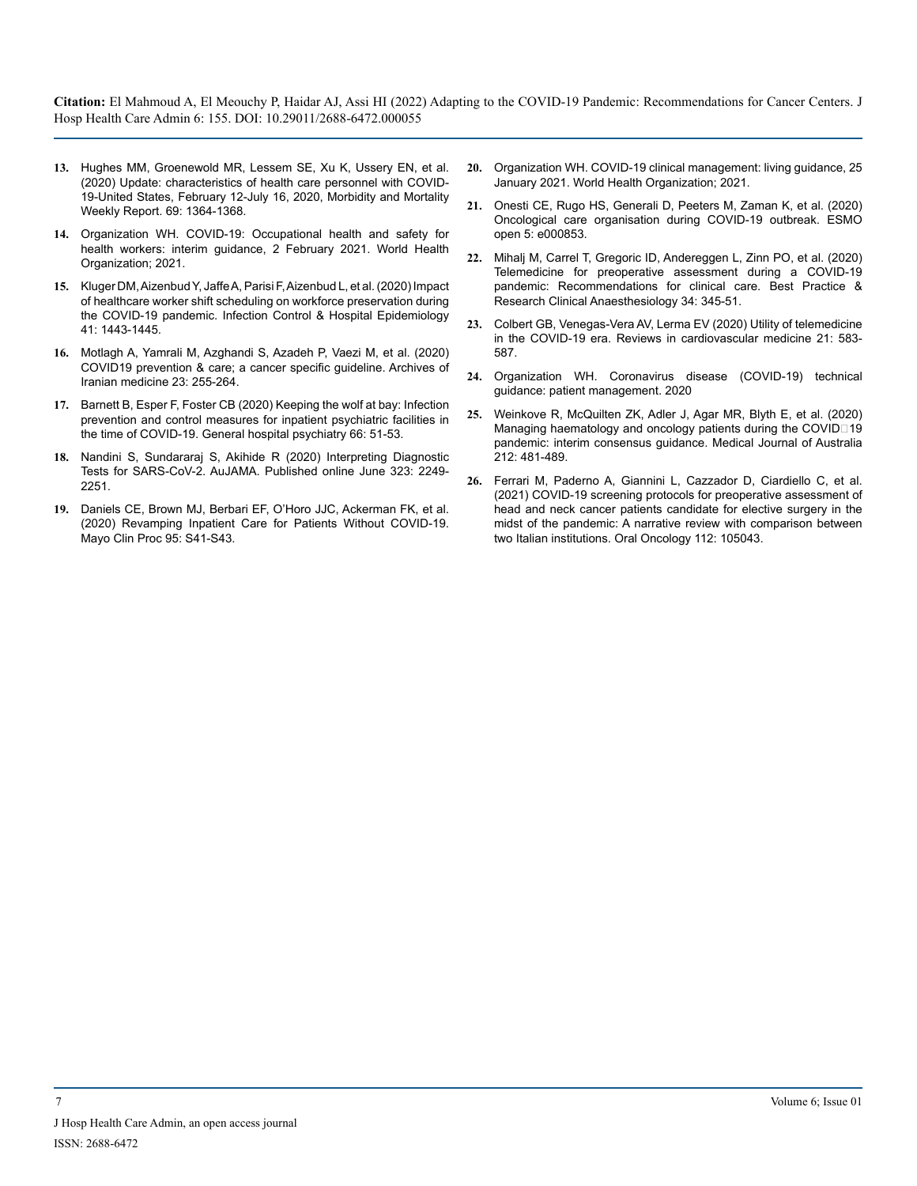13. Hughes MM, Groenewold MR, Lessem SE, Xu K, Ussery EN, et al. (2020) Update: characteristics of health care personnel with COVID-19-United States, February 12-July 16, 2020, Morbidity and Mortality Weekly Report. 69: 1364-1368.

14. Organization WH. COVID-19: Occupational health and safety for health workers: interim guidance, 2 February 2021. World Health Organization; 2021.

15. Kluger DM, Aizenbud Y, Jaffe A, Parisi F, Aizenbud L, et al. (2020) Impact of healthcare worker shift scheduling on workforce preservation during the COVID-19 pandemic. Infection Control & Hospital Epidemiology 41: 1443-1445.

16. Motlagh A, Yamrali M, Azghandi S, Azadeh P, Vaezi M, et al. (2020) COVID19 prevention & care; a cancer specific guideline. Archives of Iranian medicine 23: 255-264.

17. Barnett B, Esper F, Foster CB (2020) Keeping the wolf at bay: Infection prevention and control measures for inpatient psychiatric facilities in the time of COVID-19. General hospital psychiatry 66: 51-53.

18. Nandini S, Sundararaj S, Akihide R (2020) Interpreting Diagnostic Tests for SARS-CoV-2. AuJAMA. Published online June 323: 2249-2251.

19. Daniels CE, Brown MJ, Berbari EF, O'Horo JJC, Ackerman FK, et al. (2020) Revamping Inpatient Care for Patients Without COVID-19. Mayo Clin Proc 95: S41-S43.

20. Organization WH. COVID-19 clinical management: living guidance, 25 January 2021. World Health Organization; 2021.

21. Onesti CE, Rugo HS, Generali D, Peeters M, Zaman K, et al. (2020) Oncological care organisation during COVID-19 outbreak. ESMO open 5: e000853.

22. Mihalj M, Carrel T, Gregoric ID, Andereggen L, Zinn PO, et al. (2020) Telemedicine for preoperative assessment during a COVID-19 pandemic: Recommendations for clinical care. Best Practice & Research Clinical Anaesthesiology 34: 345-51.

23. Colbert GB, Venegas-Vera AV, Lerma EV (2020) Utility of telemedicine in the COVID-19 era. Reviews in cardiovascular medicine 21: 583-587.

24. Organization WH. Coronavirus disease (COVID-19) technical guidance: patient management. 2020

25. Weinkove R, McQuilten ZK, Adler J, Agar MR, Blyth E, et al. (2020) Managing haematology and oncology patients during the COVID□19 pandemic: interim consensus guidance. Medical Journal of Australia 212: 481-489.

26. Ferrari M, Paderno A, Giannini L, Cazzador D, Ciardiello C, et al. (2021) COVID-19 screening protocols for preoperative assessment of head and neck cancer patients candidate for elective surgery in the midst of the pandemic: A narrative review with comparison between two Italian institutions. Oral Oncology 112: 105043.